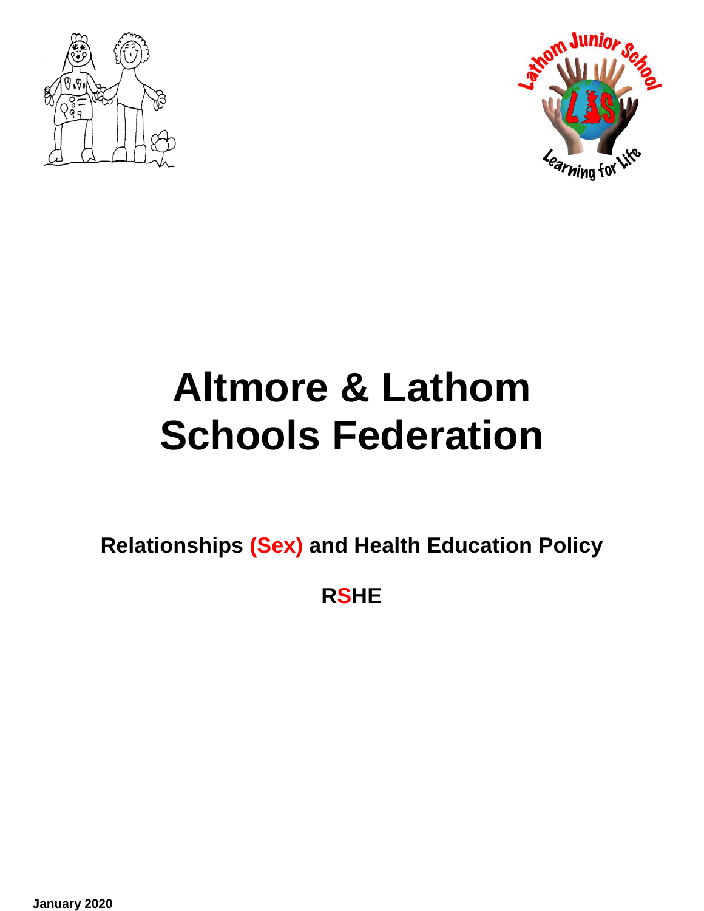# Altmore & Lathom Schools Federation

**Relationships (Sex) and Health Education Policy**

**RSHE**

**January 2020**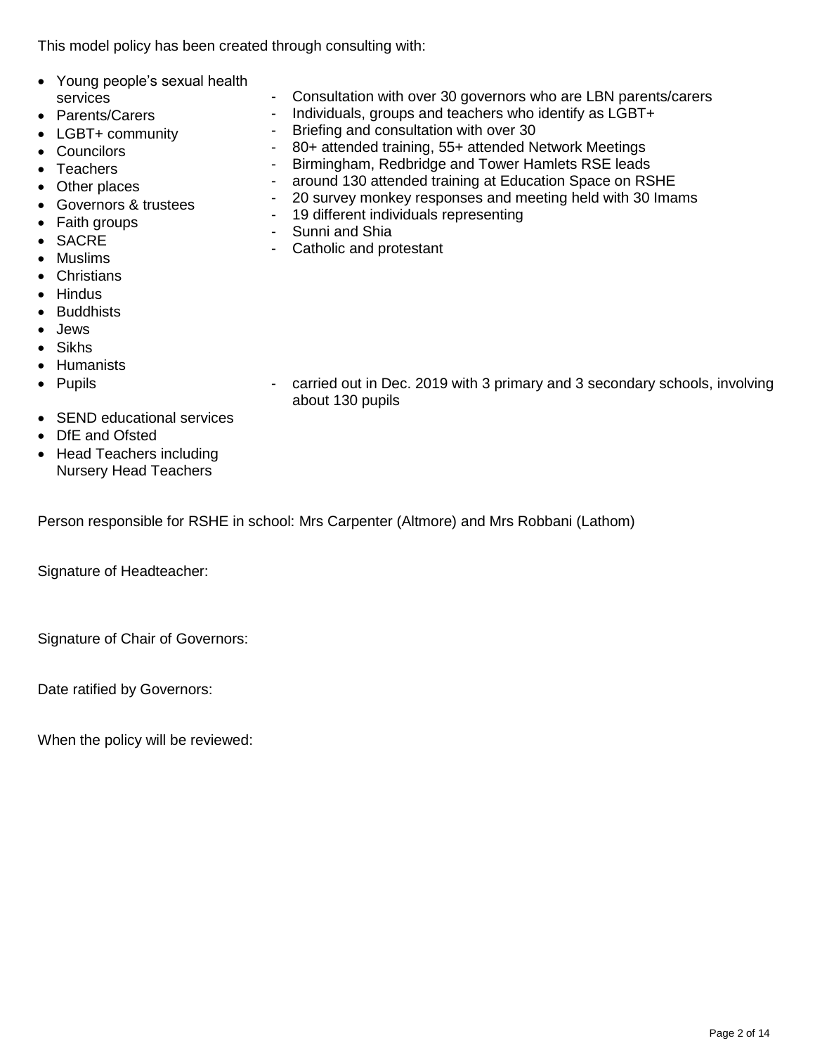This model policy has been created through consulting with:

| Consulted | Details |
| --- | --- |
| • Young people's sexual health services | |
| • Parents/Carers | - Consultation with over 30 governors who are LBN parents/carers |
| • LGBT+ community | - Individuals, groups and teachers who identify as LGBT+ |
| • Councilors | - Briefing and consultation with over 30 |
| • Teachers | - 80+ attended training, 55+ attended Network Meetings |
| • Other places | - Birmingham, Redbridge and Tower Hamlets RSE leads |
| • Governors & trustees | - around 130 attended training at Education Space on RSHE |
| • Faith groups | - 20 survey monkey responses and meeting held with 30 Imams |
| • SACRE | - 19 different individuals representing |
| • Muslims | - Sunni and Shia |
| • Christians | - Catholic and protestant |
| • Hindus | |
| • Buddhists | |
| • Jews | |
| • Sikhs | |
| • Humanists | |
| • Pupils | - carried out in Dec. 2019 with 3 primary and 3 secondary schools, involving about 130 pupils |
| • SEND educational services | |
| • DfE and Ofsted | |
| • Head Teachers including Nursery Head Teachers | |

Person responsible for RSHE in school: Mrs Carpenter (Altmore) and Mrs Robbani (Lathom)

Signature of Headteacher:

Signature of Chair of Governors:

Date ratified by Governors:

When the policy will be reviewed: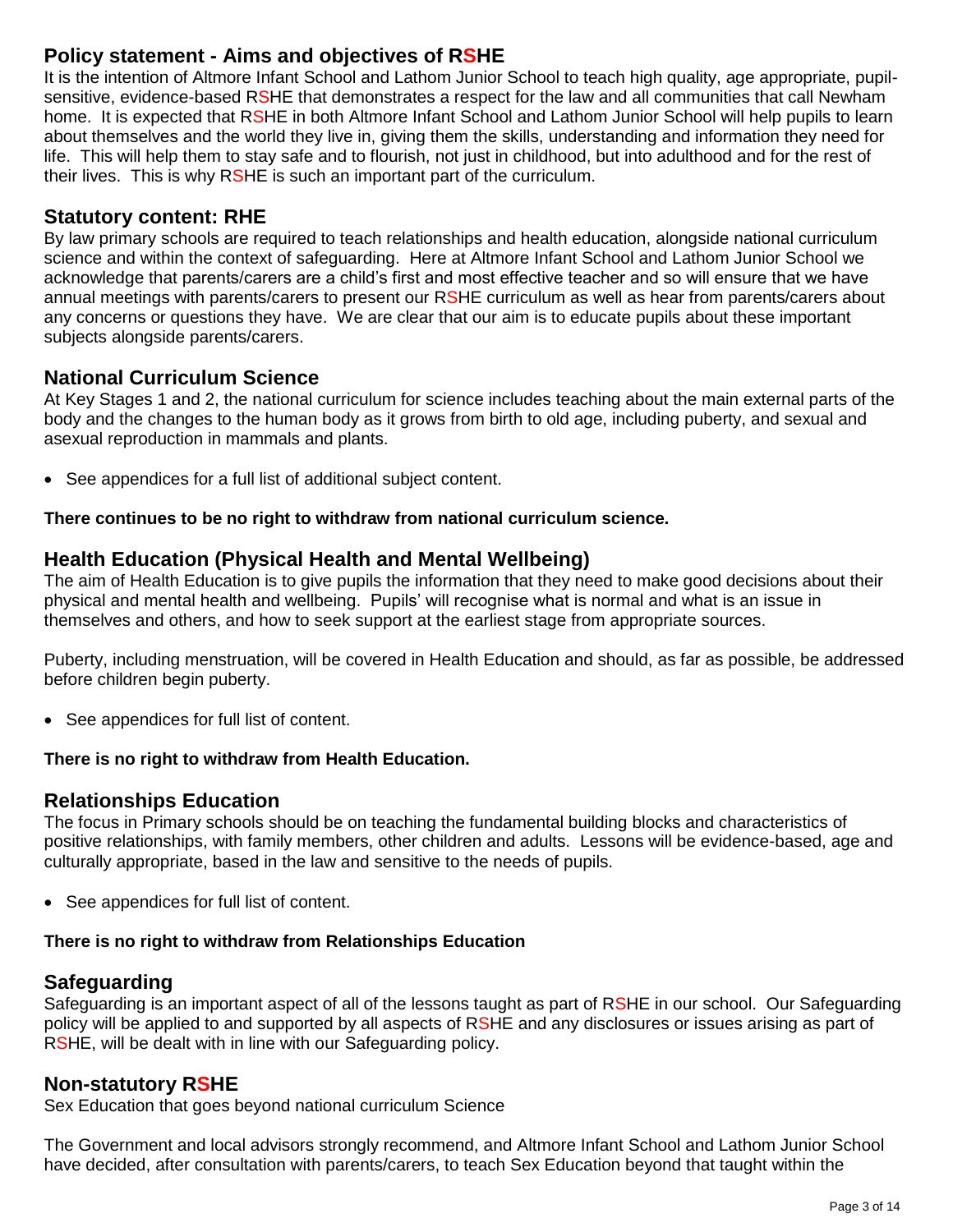## Policy statement - Aims and objectives of RSHE

It is the intention of Altmore Infant School and Lathom Junior School to teach high quality, age appropriate, pupil-sensitive, evidence-based RSHE that demonstrates a respect for the law and all communities that call Newham home. It is expected that RSHE in both Altmore Infant School and Lathom Junior School will help pupils to learn about themselves and the world they live in, giving them the skills, understanding and information they need for life. This will help them to stay safe and to flourish, not just in childhood, but into adulthood and for the rest of their lives. This is why RSHE is such an important part of the curriculum.

## Statutory content: RHE

By law primary schools are required to teach relationships and health education, alongside national curriculum science and within the context of safeguarding. Here at Altmore Infant School and Lathom Junior School we acknowledge that parents/carers are a child's first and most effective teacher and so will ensure that we have annual meetings with parents/carers to present our RSHE curriculum as well as hear from parents/carers about any concerns or questions they have. We are clear that our aim is to educate pupils about these important subjects alongside parents/carers.

## National Curriculum Science

At Key Stages 1 and 2, the national curriculum for science includes teaching about the main external parts of the body and the changes to the human body as it grows from birth to old age, including puberty, and sexual and asexual reproduction in mammals and plants.

- See appendices for a full list of additional subject content.

**There continues to be no right to withdraw from national curriculum science.**

## Health Education (Physical Health and Mental Wellbeing)

The aim of Health Education is to give pupils the information that they need to make good decisions about their physical and mental health and wellbeing. Pupils' will recognise what is normal and what is an issue in themselves and others, and how to seek support at the earliest stage from appropriate sources.

Puberty, including menstruation, will be covered in Health Education and should, as far as possible, be addressed before children begin puberty.

- See appendices for full list of content.

**There is no right to withdraw from Health Education.**

## Relationships Education

The focus in Primary schools should be on teaching the fundamental building blocks and characteristics of positive relationships, with family members, other children and adults. Lessons will be evidence-based, age and culturally appropriate, based in the law and sensitive to the needs of pupils.

- See appendices for full list of content.

**There is no right to withdraw from Relationships Education**

## Safeguarding

Safeguarding is an important aspect of all of the lessons taught as part of RSHE in our school. Our Safeguarding policy will be applied to and supported by all aspects of RSHE and any disclosures or issues arising as part of RSHE, will be dealt with in line with our Safeguarding policy.

## Non-statutory RSHE

Sex Education that goes beyond national curriculum Science

The Government and local advisors strongly recommend, and Altmore Infant School and Lathom Junior School have decided, after consultation with parents/carers, to teach Sex Education beyond that taught within the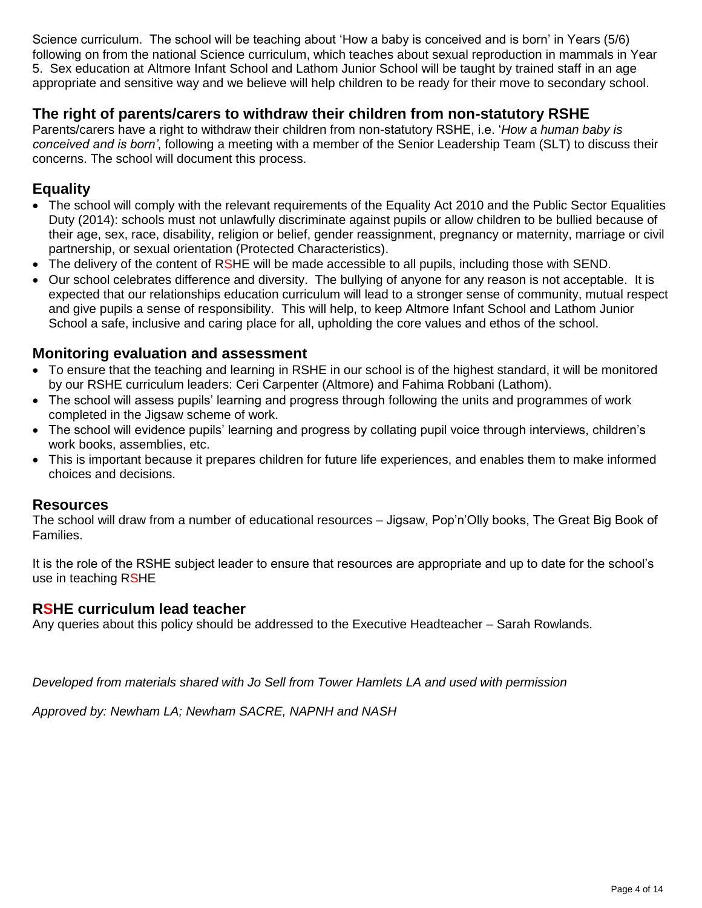Science curriculum. The school will be teaching about 'How a baby is conceived and is born' in Years (5/6) following on from the national Science curriculum, which teaches about sexual reproduction in mammals in Year 5. Sex education at Altmore Infant School and Lathom Junior School will be taught by trained staff in an age appropriate and sensitive way and we believe will help children to be ready for their move to secondary school.

## The right of parents/carers to withdraw their children from non-statutory RSHE

Parents/carers have a right to withdraw their children from non-statutory RSHE, i.e. '*How a human baby is conceived and is born'*, following a meeting with a member of the Senior Leadership Team (SLT) to discuss their concerns. The school will document this process.

## Equality

- The school will comply with the relevant requirements of the Equality Act 2010 and the Public Sector Equalities Duty (2014): schools must not unlawfully discriminate against pupils or allow children to be bullied because of their age, sex, race, disability, religion or belief, gender reassignment, pregnancy or maternity, marriage or civil partnership, or sexual orientation (Protected Characteristics).
- The delivery of the content of RSHE will be made accessible to all pupils, including those with SEND.
- Our school celebrates difference and diversity. The bullying of anyone for any reason is not acceptable. It is expected that our relationships education curriculum will lead to a stronger sense of community, mutual respect and give pupils a sense of responsibility. This will help, to keep Altmore Infant School and Lathom Junior School a safe, inclusive and caring place for all, upholding the core values and ethos of the school.

## Monitoring evaluation and assessment

- To ensure that the teaching and learning in RSHE in our school is of the highest standard, it will be monitored by our RSHE curriculum leaders: Ceri Carpenter (Altmore) and Fahima Robbani (Lathom).
- The school will assess pupils' learning and progress through following the units and programmes of work completed in the Jigsaw scheme of work.
- The school will evidence pupils' learning and progress by collating pupil voice through interviews, children's work books, assemblies, etc.
- This is important because it prepares children for future life experiences, and enables them to make informed choices and decisions.

## Resources

The school will draw from a number of educational resources – Jigsaw, Pop'n'Olly books, The Great Big Book of Families.

It is the role of the RSHE subject leader to ensure that resources are appropriate and up to date for the school's use in teaching RSHE

## RSHE curriculum lead teacher

Any queries about this policy should be addressed to the Executive Headteacher – Sarah Rowlands.

*Developed from materials shared with Jo Sell from Tower Hamlets LA and used with permission*

*Approved by: Newham LA; Newham SACRE, NAPNH and NASH*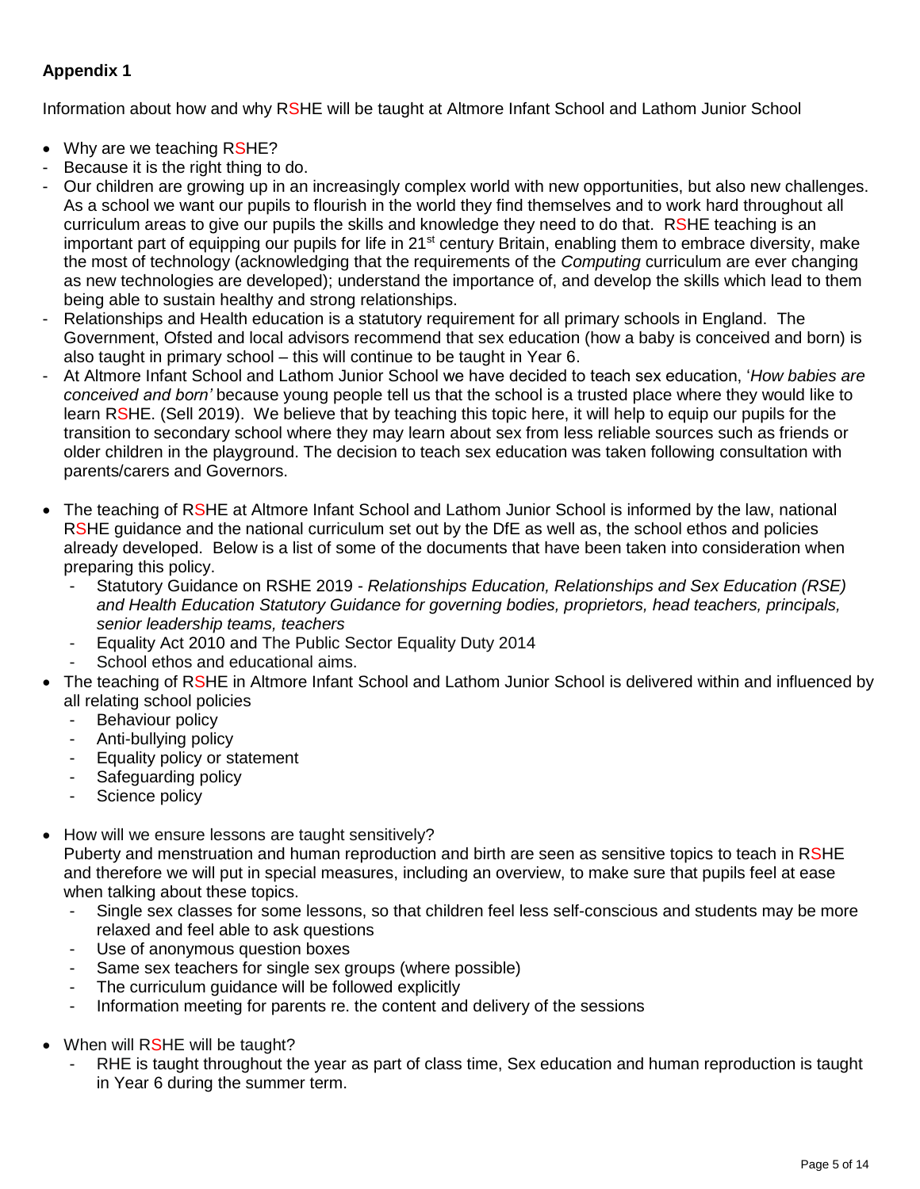**Appendix 1**

Information about how and why RSHE will be taught at Altmore Infant School and Lathom Junior School

- Why are we teaching RSHE?
  - Because it is the right thing to do.
  - Our children are growing up in an increasingly complex world with new opportunities, but also new challenges. As a school we want our pupils to flourish in the world they find themselves and to work hard throughout all curriculum areas to give our pupils the skills and knowledge they need to do that. RSHE teaching is an important part of equipping our pupils for life in 21st century Britain, enabling them to embrace diversity, make the most of technology (acknowledging that the requirements of the *Computing* curriculum are ever changing as new technologies are developed); understand the importance of, and develop the skills which lead to them being able to sustain healthy and strong relationships.
  - Relationships and Health education is a statutory requirement for all primary schools in England. The Government, Ofsted and local advisors recommend that sex education (how a baby is conceived and born) is also taught in primary school – this will continue to be taught in Year 6.
  - At Altmore Infant School and Lathom Junior School we have decided to teach sex education, '*How babies are conceived and born'* because young people tell us that the school is a trusted place where they would like to learn RSHE. (Sell 2019). We believe that by teaching this topic here, it will help to equip our pupils for the transition to secondary school where they may learn about sex from less reliable sources such as friends or older children in the playground. The decision to teach sex education was taken following consultation with parents/carers and Governors.

- The teaching of RSHE at Altmore Infant School and Lathom Junior School is informed by the law, national RSHE guidance and the national curriculum set out by the DfE as well as, the school ethos and policies already developed. Below is a list of some of the documents that have been taken into consideration when preparing this policy.
  - Statutory Guidance on RSHE 2019 - *Relationships Education, Relationships and Sex Education (RSE) and Health Education Statutory Guidance for governing bodies, proprietors, head teachers, principals, senior leadership teams, teachers*
  - Equality Act 2010 and The Public Sector Equality Duty 2014
  - School ethos and educational aims.
- The teaching of RSHE in Altmore Infant School and Lathom Junior School is delivered within and influenced by all relating school policies
  - Behaviour policy
  - Anti-bullying policy
  - Equality policy or statement
  - Safeguarding policy
  - Science policy

- How will we ensure lessons are taught sensitively?
  Puberty and menstruation and human reproduction and birth are seen as sensitive topics to teach in RSHE and therefore we will put in special measures, including an overview, to make sure that pupils feel at ease when talking about these topics.
  - Single sex classes for some lessons, so that children feel less self-conscious and students may be more relaxed and feel able to ask questions
  - Use of anonymous question boxes
  - Same sex teachers for single sex groups (where possible)
  - The curriculum guidance will be followed explicitly
  - Information meeting for parents re. the content and delivery of the sessions

- When will RSHE will be taught?
  - RHE is taught throughout the year as part of class time, Sex education and human reproduction is taught in Year 6 during the summer term.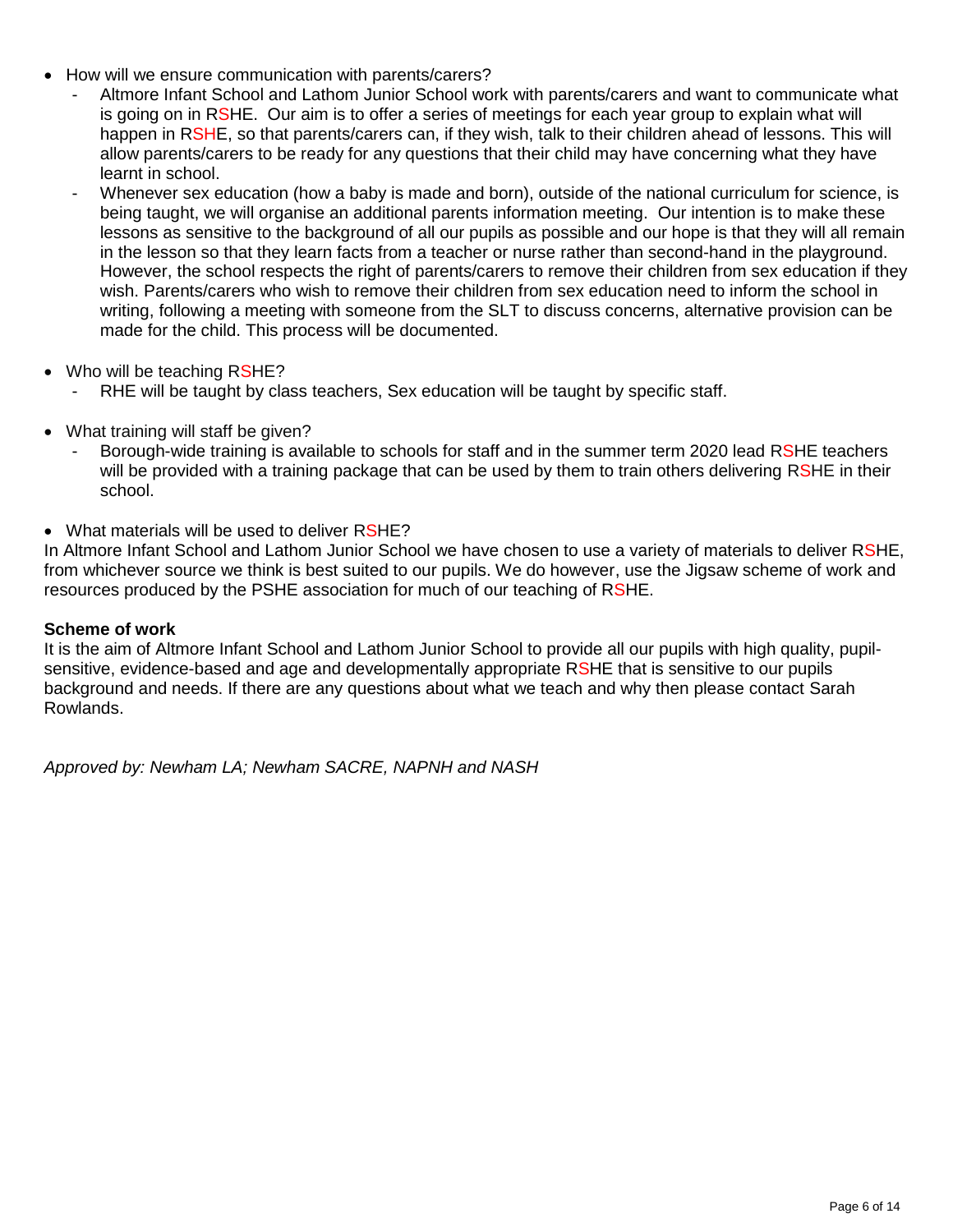- How will we ensure communication with parents/carers?
  - Altmore Infant School and Lathom Junior School work with parents/carers and want to communicate what is going on in RSHE. Our aim is to offer a series of meetings for each year group to explain what will happen in RSHE, so that parents/carers can, if they wish, talk to their children ahead of lessons. This will allow parents/carers to be ready for any questions that their child may have concerning what they have learnt in school.
  - Whenever sex education (how a baby is made and born), outside of the national curriculum for science, is being taught, we will organise an additional parents information meeting. Our intention is to make these lessons as sensitive to the background of all our pupils as possible and our hope is that they will all remain in the lesson so that they learn facts from a teacher or nurse rather than second-hand in the playground. However, the school respects the right of parents/carers to remove their children from sex education if they wish. Parents/carers who wish to remove their children from sex education need to inform the school in writing, following a meeting with someone from the SLT to discuss concerns, alternative provision can be made for the child. This process will be documented.

- Who will be teaching RSHE?
  - RHE will be taught by class teachers, Sex education will be taught by specific staff.

- What training will staff be given?
  - Borough-wide training is available to schools for staff and in the summer term 2020 lead RSHE teachers will be provided with a training package that can be used by them to train others delivering RSHE in their school.

- What materials will be used to deliver RSHE?

In Altmore Infant School and Lathom Junior School we have chosen to use a variety of materials to deliver RSHE, from whichever source we think is best suited to our pupils. We do however, use the Jigsaw scheme of work and resources produced by the PSHE association for much of our teaching of RSHE.

**Scheme of work**

It is the aim of Altmore Infant School and Lathom Junior School to provide all our pupils with high quality, pupil-sensitive, evidence-based and age and developmentally appropriate RSHE that is sensitive to our pupils background and needs. If there are any questions about what we teach and why then please contact Sarah Rowlands.

*Approved by: Newham LA; Newham SACRE, NAPNH and NASH*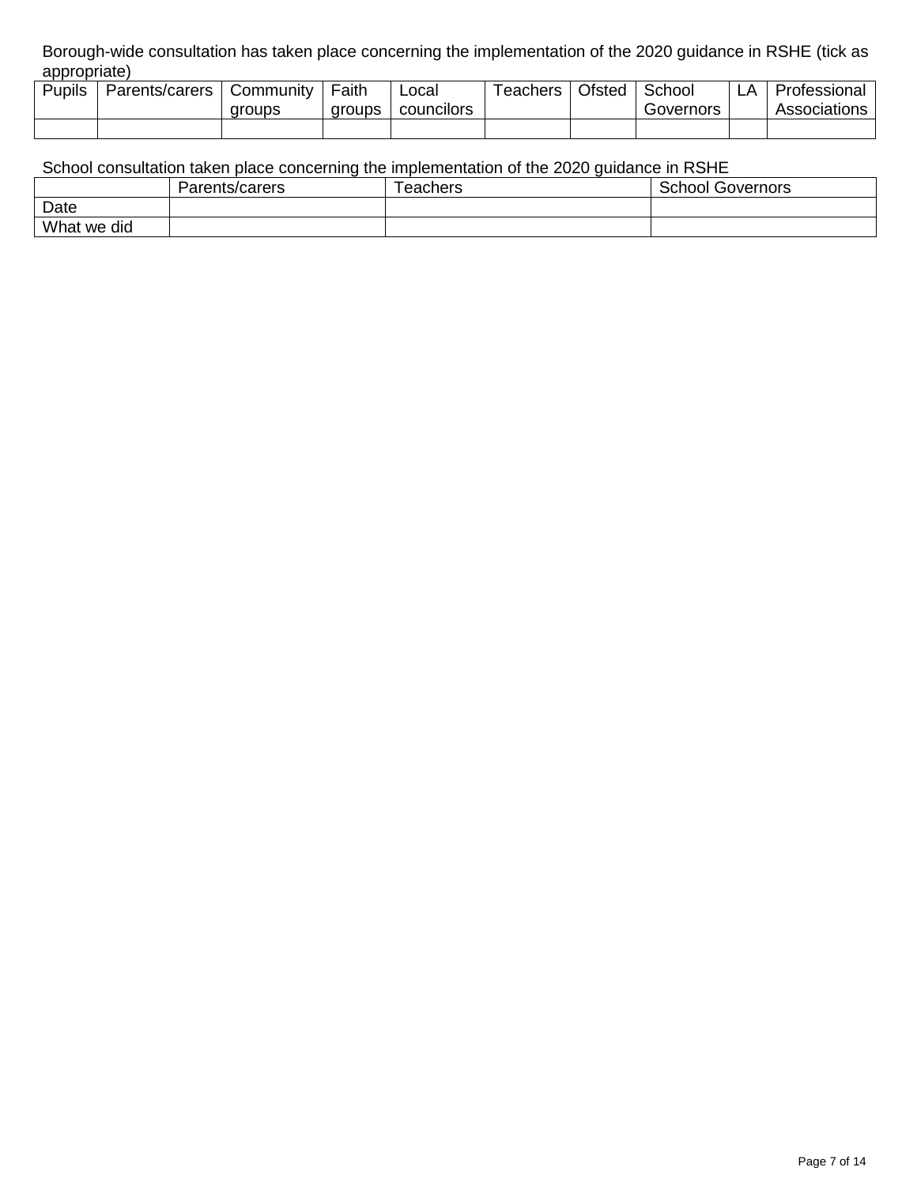Borough-wide consultation has taken place concerning the implementation of the 2020 guidance in RSHE (tick as appropriate)

| Pupils | Parents/carers | Community groups | Faith groups | Local councilors | Teachers | Ofsted | School Governors | LA | Professional Associations |
|---|---|---|---|---|---|---|---|---|---|
| | | | | | | | | | |

School consultation taken place concerning the implementation of the 2020 guidance in RSHE

| | Parents/carers | Teachers | School Governors |
|---|---|---|---|
| Date | | | |
| What we did | | | |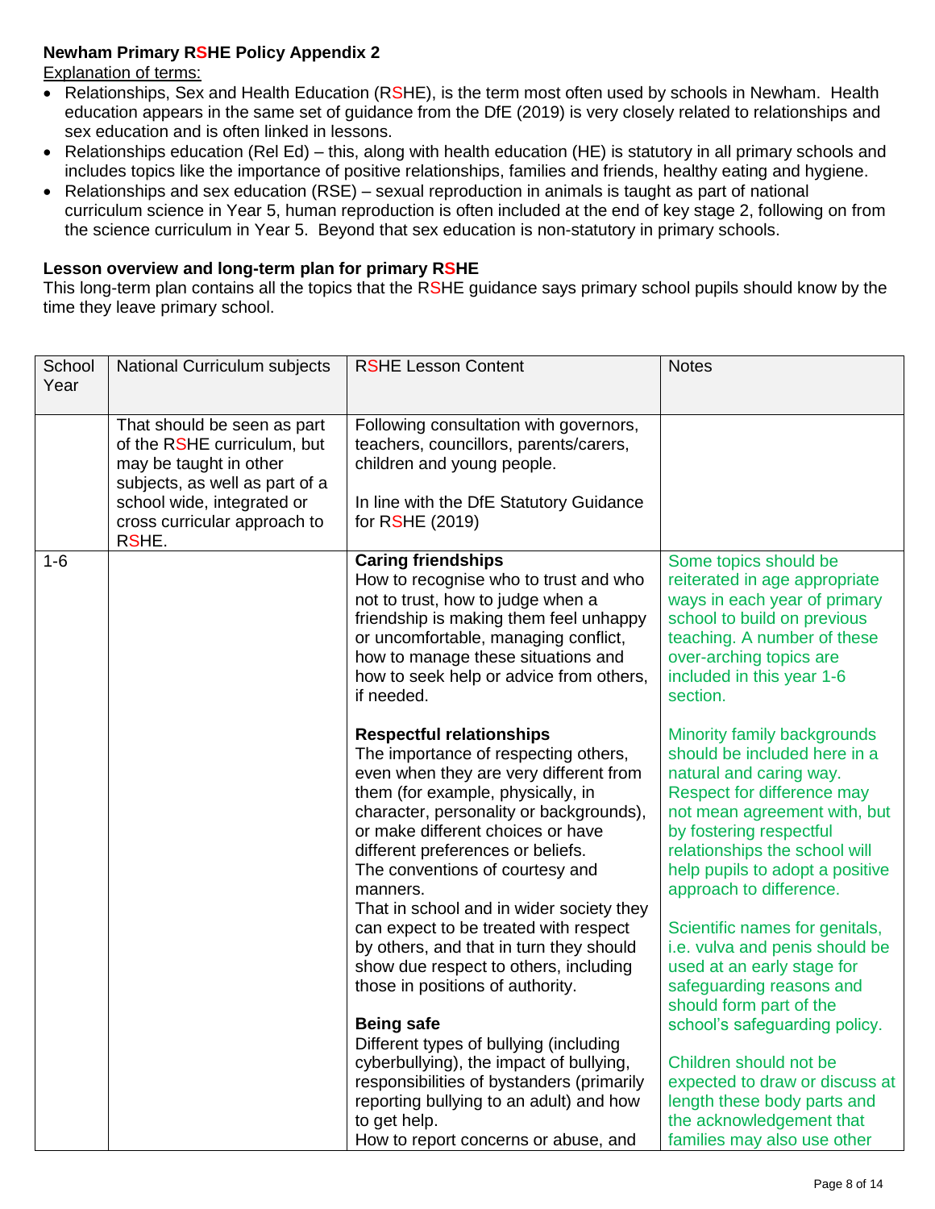**Newham Primary RSHE Policy Appendix 2**

Explanation of terms:

- Relationships, Sex and Health Education (RSHE), is the term most often used by schools in Newham. Health education appears in the same set of guidance from the DfE (2019) is very closely related to relationships and sex education and is often linked in lessons.
- Relationships education (Rel Ed) – this, along with health education (HE) is statutory in all primary schools and includes topics like the importance of positive relationships, families and friends, healthy eating and hygiene.
- Relationships and sex education (RSE) – sexual reproduction in animals is taught as part of national curriculum science in Year 5, human reproduction is often included at the end of key stage 2, following on from the science curriculum in Year 5. Beyond that sex education is non-statutory in primary schools.

**Lesson overview and long-term plan for primary RSHE**

This long-term plan contains all the topics that the RSHE guidance says primary school pupils should know by the time they leave primary school.

| School Year | National Curriculum subjects | RSHE Lesson Content | Notes |
|---|---|---|---|
| | That should be seen as part of the RSHE curriculum, but may be taught in other subjects, as well as part of a school wide, integrated or cross curricular approach to RSHE. | Following consultation with governors, teachers, councillors, parents/carers, children and young people.<br><br>In line with the DfE Statutory Guidance for RSHE (2019) | |
| 1-6 | | **Caring friendships**<br>How to recognise who to trust and who not to trust, how to judge when a friendship is making them feel unhappy or uncomfortable, managing conflict, how to manage these situations and how to seek help or advice from others, if needed.<br><br>**Respectful relationships**<br>The importance of respecting others, even when they are very different from them (for example, physically, in character, personality or backgrounds), or make different choices or have different preferences or beliefs.<br>The conventions of courtesy and manners.<br>That in school and in wider society they can expect to be treated with respect by others, and that in turn they should show due respect to others, including those in positions of authority.<br><br>**Being safe**<br>Different types of bullying (including cyberbullying), the impact of bullying, responsibilities of bystanders (primarily reporting bullying to an adult) and how to get help.<br>How to report concerns or abuse, and | Some topics should be reiterated in age appropriate ways in each year of primary school to build on previous teaching. A number of these over-arching topics are included in this year 1-6 section.<br><br>Minority family backgrounds should be included here in a natural and caring way. Respect for difference may not mean agreement with, but by fostering respectful relationships the school will help pupils to adopt a positive approach to difference.<br><br>Scientific names for genitals, i.e. vulva and penis should be used at an early stage for safeguarding reasons and should form part of the school's safeguarding policy.<br><br>Children should not be expected to draw or discuss at length these body parts and the acknowledgement that families may also use other |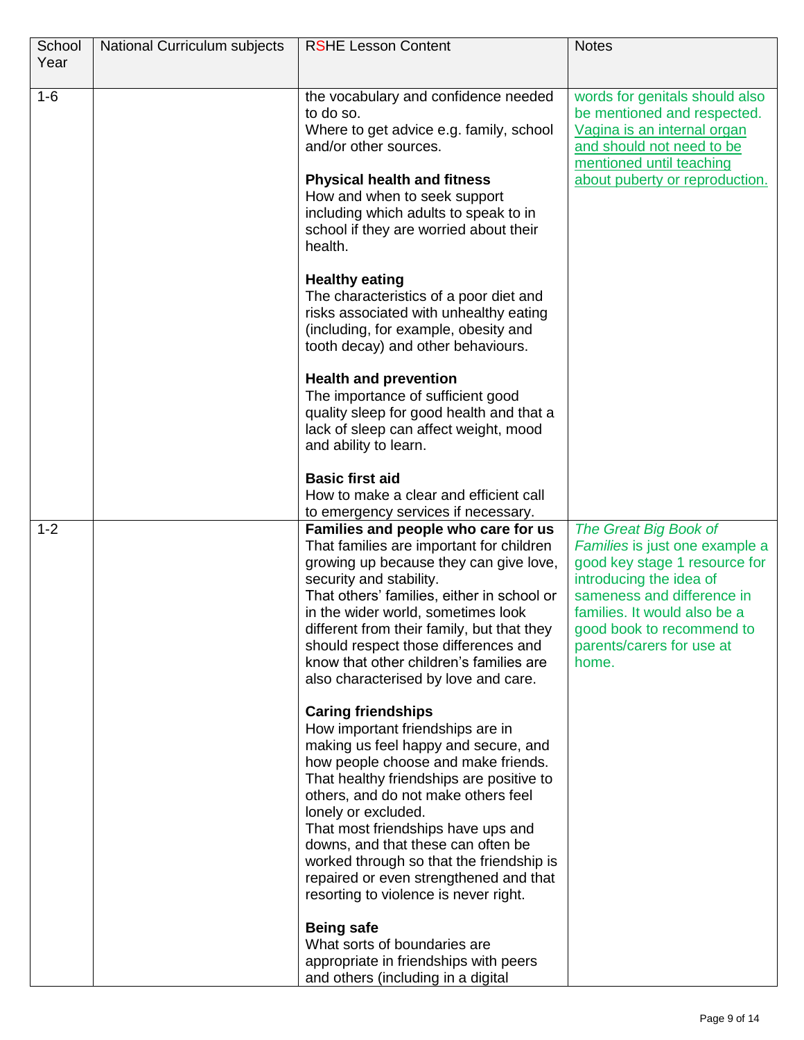| School Year | National Curriculum subjects | RSHE Lesson Content | Notes |
|---|---|---|---|
| 1-6 | | the vocabulary and confidence needed to do so.<br>Where to get advice e.g. family, school and/or other sources.<br><br>**Physical health and fitness**<br>How and when to seek support including which adults to speak to in school if they are worried about their health.<br><br>**Healthy eating**<br>The characteristics of a poor diet and risks associated with unhealthy eating (including, for example, obesity and tooth decay) and other behaviours.<br><br>**Health and prevention**<br>The importance of sufficient good quality sleep for good health and that a lack of sleep can affect weight, mood and ability to learn.<br><br>**Basic first aid**<br>How to make a clear and efficient call to emergency services if necessary. | words for genitals should also be mentioned and respected. Vagina is an internal organ and should not need to be mentioned until teaching about puberty or reproduction. |
| 1-2 | | **Families and people who care for us**<br>That families are important for children growing up because they can give love, security and stability.<br>That others' families, either in school or in the wider world, sometimes look different from their family, but that they should respect those differences and know that other children's families are also characterised by love and care.<br><br>**Caring friendships**<br>How important friendships are in making us feel happy and secure, and how people choose and make friends.<br>That healthy friendships are positive to others, and do not make others feel lonely or excluded.<br>That most friendships have ups and downs, and that these can often be worked through so that the friendship is repaired or even strengthened and that resorting to violence is never right.<br><br>**Being safe**<br>What sorts of boundaries are appropriate in friendships with peers and others (including in a digital | *The Great Big Book of Families* is just one example a good key stage 1 resource for introducing the idea of sameness and difference in families. It would also be a good book to recommend to parents/carers for use at home. |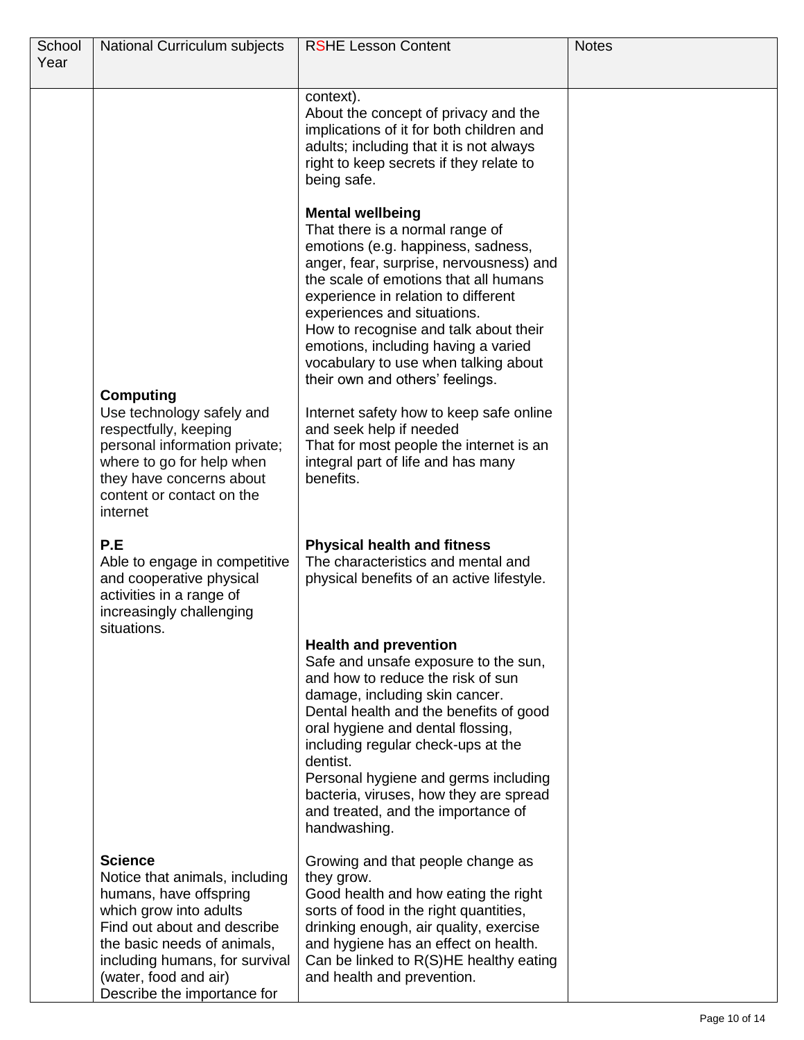| School Year | National Curriculum subjects | RSHE Lesson Content | Notes |
|---|---|---|---|
| | | context).<br>About the concept of privacy and the implications of it for both children and adults; including that it is not always right to keep secrets if they relate to being safe.<br><br>**Mental wellbeing**<br>That there is a normal range of emotions (e.g. happiness, sadness, anger, fear, surprise, nervousness) and the scale of emotions that all humans experience in relation to different experiences and situations.<br>How to recognise and talk about their emotions, including having a varied vocabulary to use when talking about their own and others' feelings. | |
| | **Computing**<br>Use technology safely and respectfully, keeping personal information private; where to go for help when they have concerns about content or contact on the internet | Internet safety how to keep safe online and seek help if needed<br>That for most people the internet is an integral part of life and has many benefits. | |
| | **P.E**<br>Able to engage in competitive and cooperative physical activities in a range of increasingly challenging situations. | **Physical health and fitness**<br>The characteristics and mental and physical benefits of an active lifestyle.<br><br>**Health and prevention**<br>Safe and unsafe exposure to the sun, and how to reduce the risk of sun damage, including skin cancer.<br>Dental health and the benefits of good oral hygiene and dental flossing, including regular check-ups at the dentist.<br>Personal hygiene and germs including bacteria, viruses, how they are spread and treated, and the importance of handwashing. | |
| | **Science**<br>Notice that animals, including humans, have offspring which grow into adults<br>Find out about and describe the basic needs of animals, including humans, for survival (water, food and air)<br>Describe the importance for | Growing and that people change as they grow.<br>Good health and how eating the right sorts of food in the right quantities, drinking enough, air quality, exercise and hygiene has an effect on health.<br>Can be linked to R(S)HE healthy eating and health and prevention. | |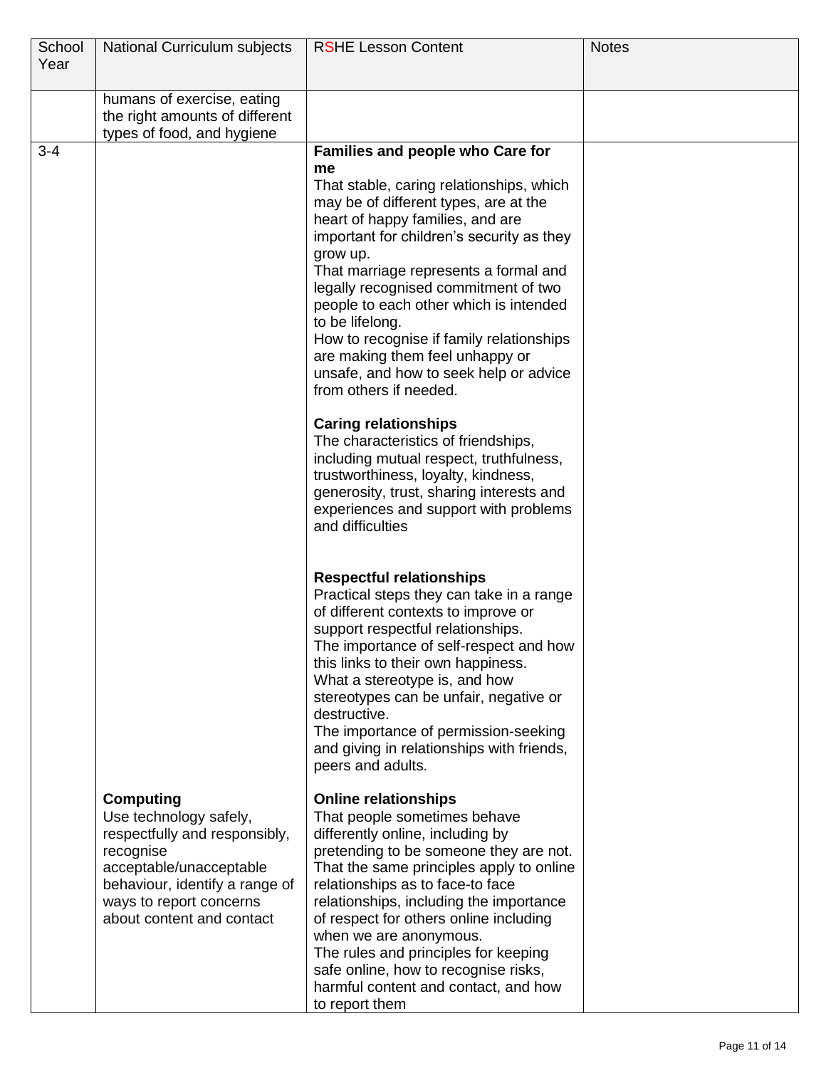| School Year | National Curriculum subjects | RSHE Lesson Content | Notes |
|---|---|---|---|
| | humans of exercise, eating the right amounts of different types of food, and hygiene | | |
| 3-4 | | **Families and people who Care for me**<br>That stable, caring relationships, which may be of different types, are at the heart of happy families, and are important for children's security as they grow up.<br>That marriage represents a formal and legally recognised commitment of two people to each other which is intended to be lifelong.<br>How to recognise if family relationships are making them feel unhappy or unsafe, and how to seek help or advice from others if needed.<br><br>**Caring relationships**<br>The characteristics of friendships, including mutual respect, truthfulness, trustworthiness, loyalty, kindness, generosity, trust, sharing interests and experiences and support with problems and difficulties<br><br>**Respectful relationships**<br>Practical steps they can take in a range of different contexts to improve or support respectful relationships.<br>The importance of self-respect and how this links to their own happiness.<br>What a stereotype is, and how stereotypes can be unfair, negative or destructive.<br>The importance of permission-seeking and giving in relationships with friends, peers and adults. | |
| | **Computing**<br>Use technology safely, respectfully and responsibly, recognise acceptable/unacceptable behaviour, identify a range of ways to report concerns about content and contact | **Online relationships**<br>That people sometimes behave differently online, including by pretending to be someone they are not.<br>That the same principles apply to online relationships as to face-to face relationships, including the importance of respect for others online including when we are anonymous.<br>The rules and principles for keeping safe online, how to recognise risks, harmful content and contact, and how to report them | |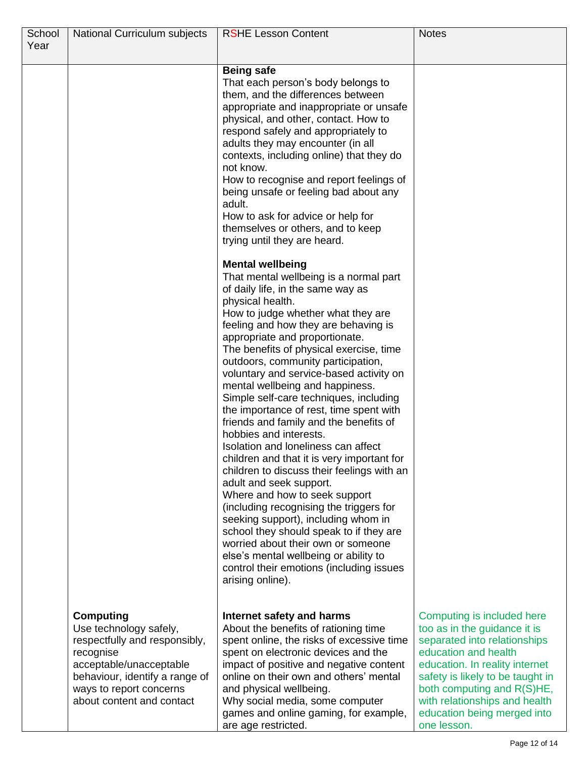| School Year | National Curriculum subjects | RSHE Lesson Content | Notes |
|---|---|---|---|
| | | **Being safe**<br>That each person's body belongs to them, and the differences between appropriate and inappropriate or unsafe physical, and other, contact. How to respond safely and appropriately to adults they may encounter (in all contexts, including online) that they do not know.<br>How to recognise and report feelings of being unsafe or feeling bad about any adult.<br>How to ask for advice or help for themselves or others, and to keep trying until they are heard.<br><br>**Mental wellbeing**<br>That mental wellbeing is a normal part of daily life, in the same way as physical health.<br>How to judge whether what they are feeling and how they are behaving is appropriate and proportionate.<br>The benefits of physical exercise, time outdoors, community participation, voluntary and service-based activity on mental wellbeing and happiness.<br>Simple self-care techniques, including the importance of rest, time spent with friends and family and the benefits of hobbies and interests.<br>Isolation and loneliness can affect children and that it is very important for children to discuss their feelings with an adult and seek support.<br>Where and how to seek support (including recognising the triggers for seeking support), including whom in school they should speak to if they are worried about their own or someone else's mental wellbeing or ability to control their emotions (including issues arising online). | |
| | **Computing**<br>Use technology safely, respectfully and responsibly, recognise acceptable/unacceptable behaviour, identify a range of ways to report concerns about content and contact | **Internet safety and harms**<br>About the benefits of rationing time spent online, the risks of excessive time spent on electronic devices and the impact of positive and negative content online on their own and others' mental and physical wellbeing.<br>Why social media, some computer games and online gaming, for example, are age restricted. | Computing is included here too as in the guidance it is separated into relationships education and health education. In reality internet safety is likely to be taught in both computing and R(S)HE, with relationships and health education being merged into one lesson. |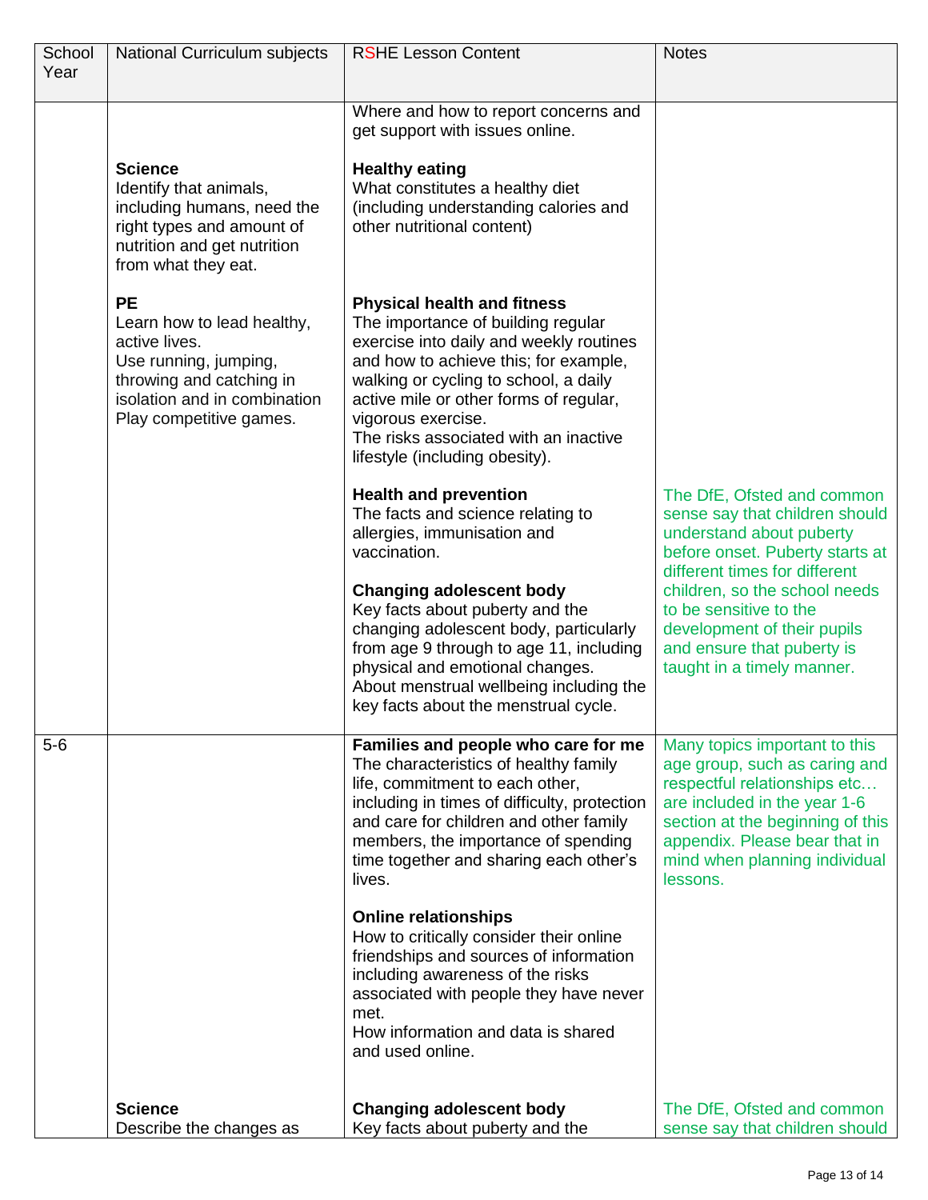| School Year | National Curriculum subjects | RSHE Lesson Content | Notes |
|---|---|---|---|
| | | Where and how to report concerns and get support with issues online. | |
| | **Science**<br>Identify that animals, including humans, need the right types and amount of nutrition and get nutrition from what they eat. | **Healthy eating**<br>What constitutes a healthy diet (including understanding calories and other nutritional content) | |
| | **PE**<br>Learn how to lead healthy, active lives.<br>Use running, jumping, throwing and catching in isolation and in combination<br>Play competitive games. | **Physical health and fitness**<br>The importance of building regular exercise into daily and weekly routines and how to achieve this; for example, walking or cycling to school, a daily active mile or other forms of regular, vigorous exercise.<br>The risks associated with an inactive lifestyle (including obesity). | |
| | | **Health and prevention**<br>The facts and science relating to allergies, immunisation and vaccination.<br><br>**Changing adolescent body**<br>Key facts about puberty and the changing adolescent body, particularly from age 9 through to age 11, including physical and emotional changes.<br>About menstrual wellbeing including the key facts about the menstrual cycle. | The DfE, Ofsted and common sense say that children should understand about puberty before onset. Puberty starts at different times for different children, so the school needs to be sensitive to the development of their pupils and ensure that puberty is taught in a timely manner. |
| 5-6 | | **Families and people who care for me**<br>The characteristics of healthy family life, commitment to each other, including in times of difficulty, protection and care for children and other family members, the importance of spending time together and sharing each other's lives.<br><br>**Online relationships**<br>How to critically consider their online friendships and sources of information including awareness of the risks associated with people they have never met.<br>How information and data is shared and used online. | Many topics important to this age group, such as caring and respectful relationships etc… are included in the year 1-6 section at the beginning of this appendix. Please bear that in mind when planning individual lessons. |
| | **Science**<br>Describe the changes as | **Changing adolescent body**<br>Key facts about puberty and the | The DfE, Ofsted and common sense say that children should |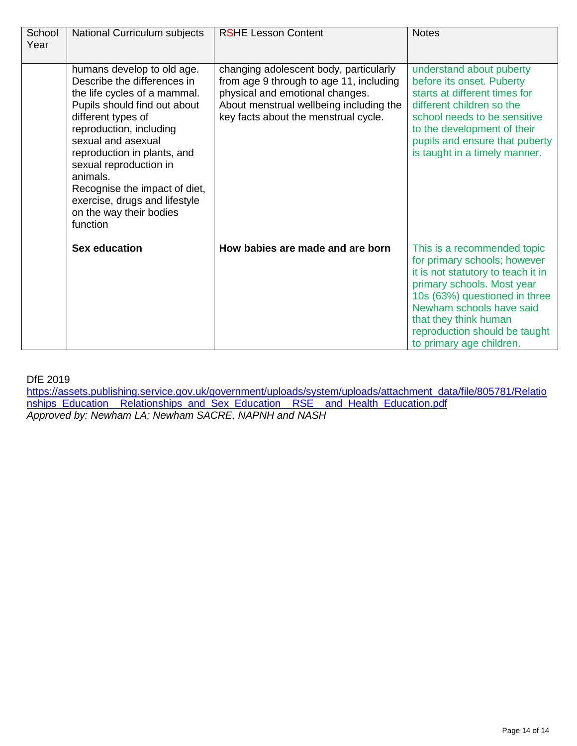| School Year | National Curriculum subjects | RSHE Lesson Content | Notes |
|---|---|---|---|
| | humans develop to old age. Describe the differences in the life cycles of a mammal. Pupils should find out about different types of reproduction, including sexual and asexual reproduction in plants, and sexual reproduction in animals. Recognise the impact of diet, exercise, drugs and lifestyle on the way their bodies function | changing adolescent body, particularly from age 9 through to age 11, including physical and emotional changes. About menstrual wellbeing including the key facts about the menstrual cycle. | understand about puberty before its onset. Puberty starts at different times for different children so the school needs to be sensitive to the development of their pupils and ensure that puberty is taught in a timely manner. |
| | **Sex education** | **How babies are made and are born** | This is a recommended topic for primary schools; however it is not statutory to teach it in primary schools. Most year 10s (63%) questioned in three Newham schools have said that they think human reproduction should be taught to primary age children. |

DfE 2019
https://assets.publishing.service.gov.uk/government/uploads/system/uploads/attachment_data/file/805781/Relationships_Education__Relationships_and_Sex_Education__RSE__and_Health_Education.pdf
*Approved by: Newham LA; Newham SACRE, NAPNH and NASH*